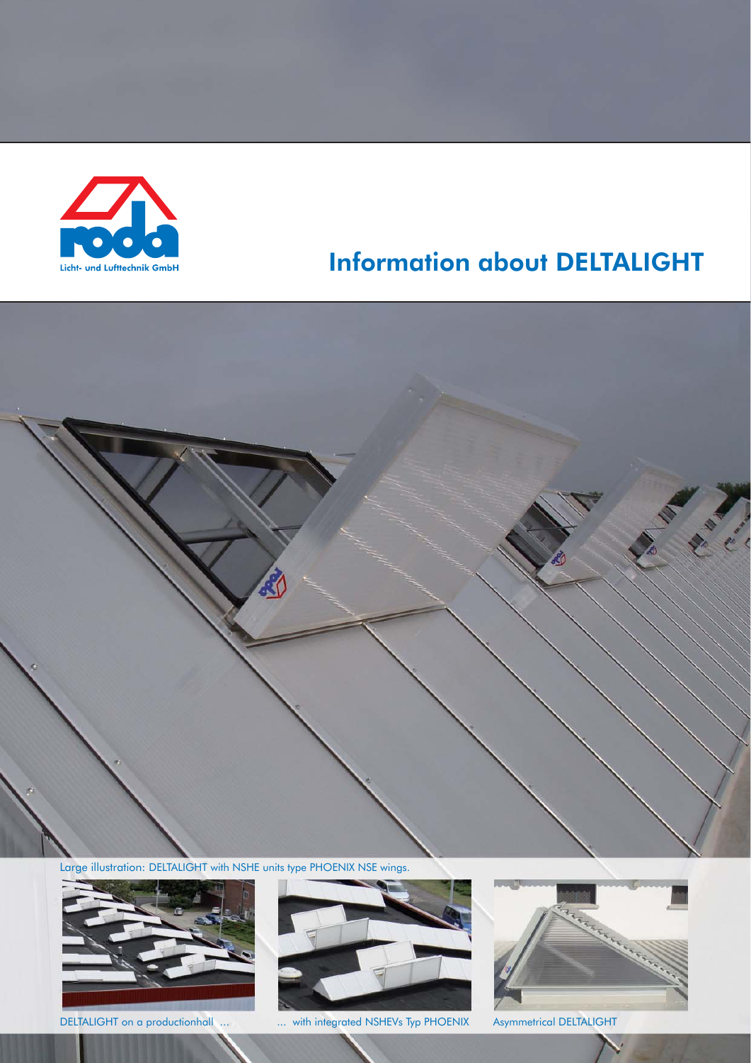roda

Licht- und Lufttechnik GmbH

# Information about DELTALIGHT

Large illustration: DELTALIGHT with NSHE units type PHOENIX NSE wings.

DELTALIGHT on a productionhall ...

... with integrated NSHEVs Typ PHOENIX

Asymmetrical DELTALIGHT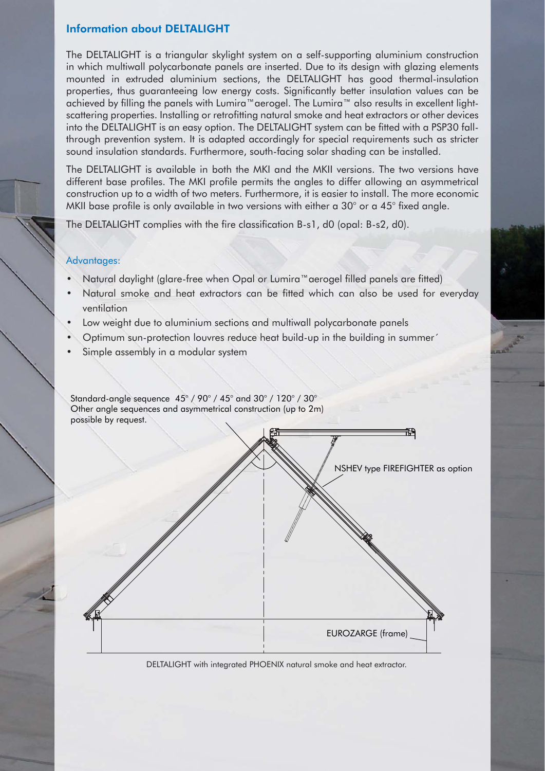## Information about DELTALIGHT

The DELTALIGHT is a triangular skylight system on a self-supporting aluminium construction in which multiwall polycarbonate panels are inserted. Due to its design with glazing elements mounted in extruded aluminium sections, the DELTALIGHT has good thermal-insulation properties, thus guaranteeing low energy costs. Significantly better insulation values can be achieved by filling the panels with Lumira™aerogel. The Lumira™ also results in excellent light-scattering properties. Installing or retrofitting natural smoke and heat extractors or other devices into the DELTALIGHT is an easy option. The DELTALIGHT system can be fitted with a PSP30 fall-through prevention system. It is adapted accordingly for special requirements such as stricter sound insulation standards. Furthermore, south-facing solar shading can be installed.

The DELTALIGHT is available in both the MKI and the MKII versions. The two versions have different base profiles. The MKI profile permits the angles to differ allowing an asymmetrical construction up to a width of two meters. Furthermore, it is easier to install. The more economic MKII base profile is only available in two versions with either a 30° or a 45° fixed angle.

The DELTALIGHT complies with the fire classification B-s1, d0 (opal: B-s2, d0).

### Advantages:

- Natural daylight (glare-free when Opal or Lumira™aerogel filled panels are fitted)
- Natural smoke and heat extractors can be fitted which can also be used for everyday ventilation
- Low weight due to aluminium sections and multiwall polycarbonate panels
- Optimum sun-protection louvres reduce heat build-up in the building in summer´
- Simple assembly in a modular system

Standard-angle sequence 45° / 90° / 45° and 30° / 120° / 30°
Other angle sequences and asymmetrical construction (up to 2m) possible by request.

NSHEV type FIREFIGHTER as option

EUROZARGE (frame)

DELTALIGHT with integrated PHOENIX natural smoke and heat extractor.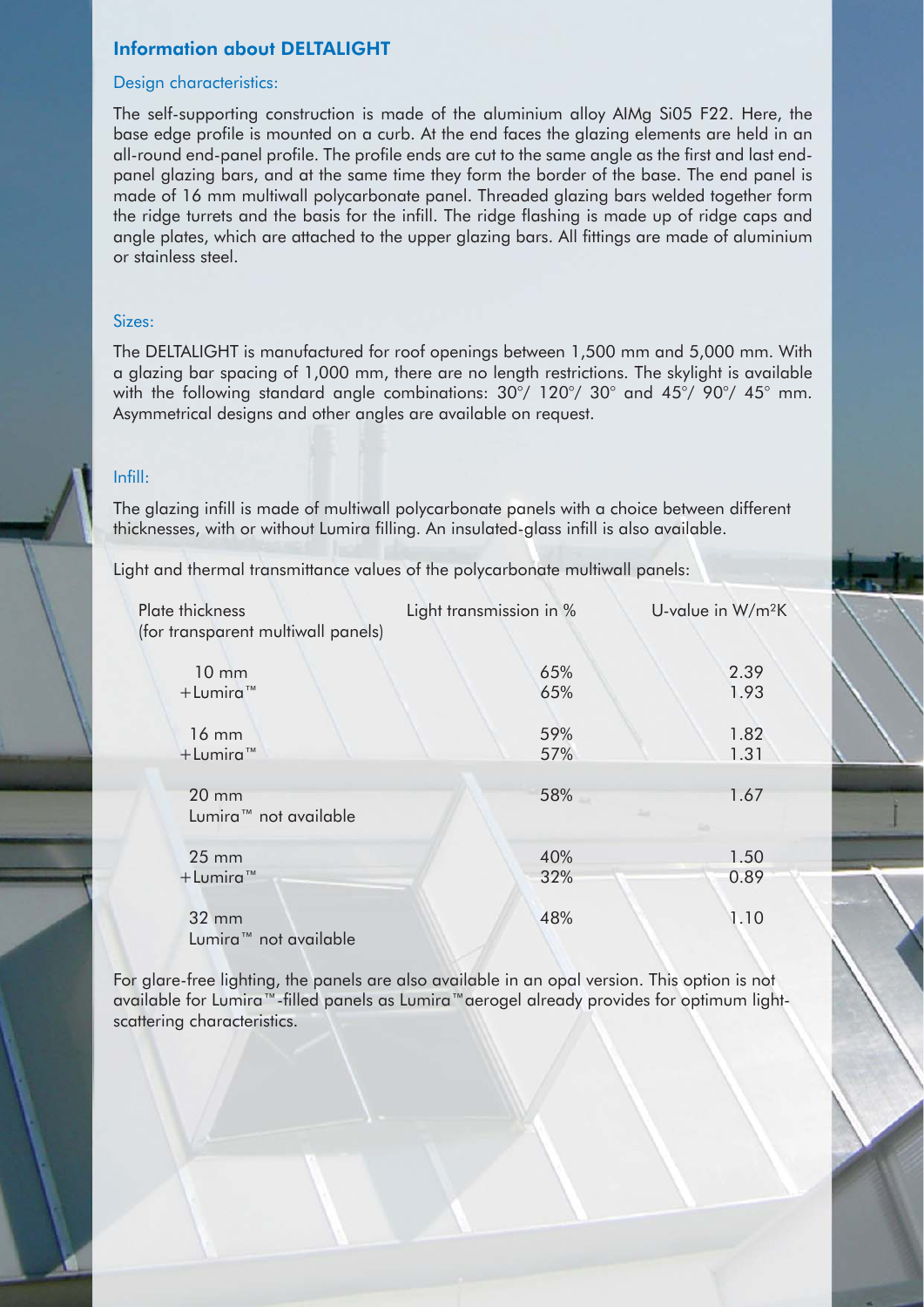## Information about DELTALIGHT

### Design characteristics:

The self-supporting construction is made of the aluminium alloy AlMg Si05 F22. Here, the base edge profile is mounted on a curb. At the end faces the glazing elements are held in an all-round end-panel profile. The profile ends are cut to the same angle as the first and last end-panel glazing bars, and at the same time they form the border of the base. The end panel is made of 16 mm multiwall polycarbonate panel. Threaded glazing bars welded together form the ridge turrets and the basis for the infill. The ridge flashing is made up of ridge caps and angle plates, which are attached to the upper glazing bars. All fittings are made of aluminium or stainless steel.

### Sizes:

The DELTALIGHT is manufactured for roof openings between 1,500 mm and 5,000 mm. With a glazing bar spacing of 1,000 mm, there are no length restrictions. The skylight is available with the following standard angle combinations: 30°/ 120°/ 30° and 45°/ 90°/ 45° mm. Asymmetrical designs and other angles are available on request.

### Infill:

The glazing infill is made of multiwall polycarbonate panels with a choice between different thicknesses, with or without Lumira filling. An insulated-glass infill is also available.

Light and thermal transmittance values of the polycarbonate multiwall panels:

| Plate thickness (for transparent multiwall panels) | Light transmission in % | U-value in W/m²K |
|---|---|---|
| 10 mm | 65% | 2.39 |
| +Lumira™ | 65% | 1.93 |
| 16 mm | 59% | 1.82 |
| +Lumira™ | 57% | 1.31 |
| 20 mm<br>Lumira™ not available | 58% | 1.67 |
| 25 mm | 40% | 1.50 |
| +Lumira™ | 32% | 0.89 |
| 32 mm<br>Lumira™ not available | 48% | 1.10 |

For glare-free lighting, the panels are also available in an opal version. This option is not available for Lumira™-filled panels as Lumira™aerogel already provides for optimum light-scattering characteristics.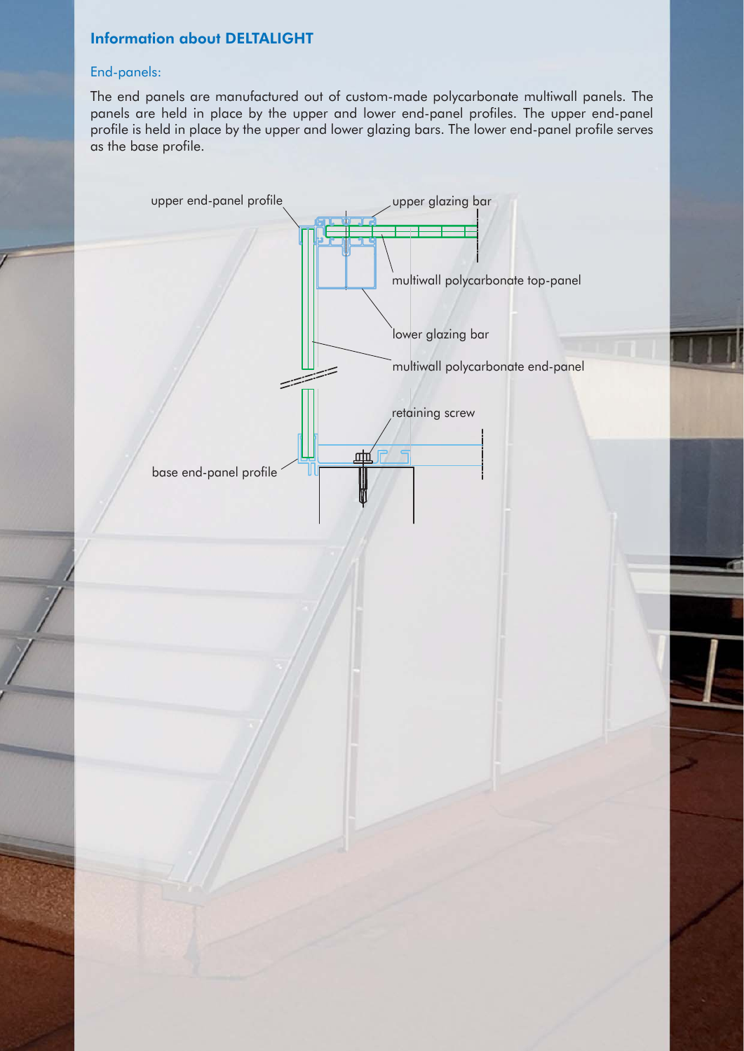## Information about DELTALIGHT

### End-panels:

The end panels are manufactured out of custom-made polycarbonate multiwall panels. The panels are held in place by the upper and lower end-panel profiles. The upper end-panel profile is held in place by the upper and lower glazing bars. The lower end-panel profile serves as the base profile.

upper end-panel profile

upper glazing bar

multiwall polycarbonate top-panel

lower glazing bar

multiwall polycarbonate end-panel

retaining screw

base end-panel profile